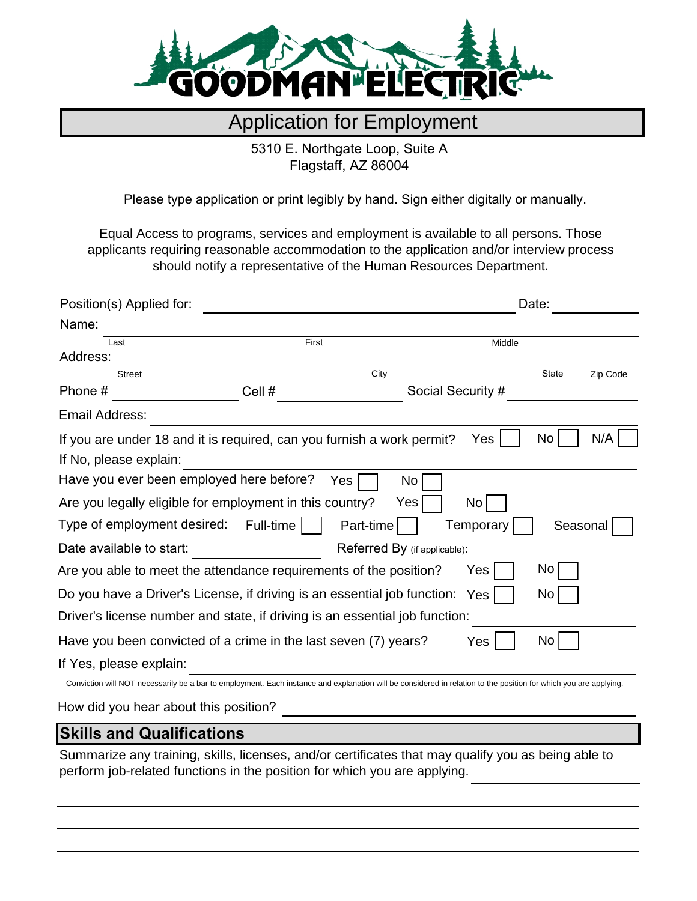# GOODMAN ELECTRIC

## Application for Employment

5310 E. Northgate Loop, Suite A
Flagstaff, AZ 86004

Please type application or print legibly by hand. Sign either digitally or manually.

Equal Access to programs, services and employment is available to all persons. Those applicants requiring reasonable accommodation to the application and/or interview process should notify a representative of the Human Resources Department.

Position(s) Applied for: ______________________________ Date: __________

Name: ____________________________________________
Last First Middle

Address: ____________________________________________
Street City State Zip Code

Phone # ______________ Cell # ______________ Social Security # ______________

Email Address: ____________________________________________

If you are under 18 and it is required, can you furnish a work permit? Yes ☐ No ☐ N/A ☐

If No, please explain: ____________________________________________

Have you ever been employed here before? Yes ☐ No ☐

Are you legally eligible for employment in this country? Yes ☐ No ☐

Type of employment desired: Full-time ☐ Part-time ☐ Temporary ☐ Seasonal ☐

Date available to start: ______________ Referred By (if applicable): ______________

Are you able to meet the attendance requirements of the position? Yes ☐ No ☐

Do you have a Driver's License, if driving is an essential job function: Yes ☐ No ☐

Driver's license number and state, if driving is an essential job function: ______________

Have you been convicted of a crime in the last seven (7) years? Yes ☐ No ☐

If Yes, please explain: ____________________________________________

Conviction will NOT necessarily be a bar to employment. Each instance and explanation will be considered in relation to the position for which you are applying.

How did you hear about this position? ____________________________________________

## Skills and Qualifications

Summarize any training, skills, licenses, and/or certificates that may qualify you as being able to perform job-related functions in the position for which you are applying. ______________

____________________________________________

____________________________________________

____________________________________________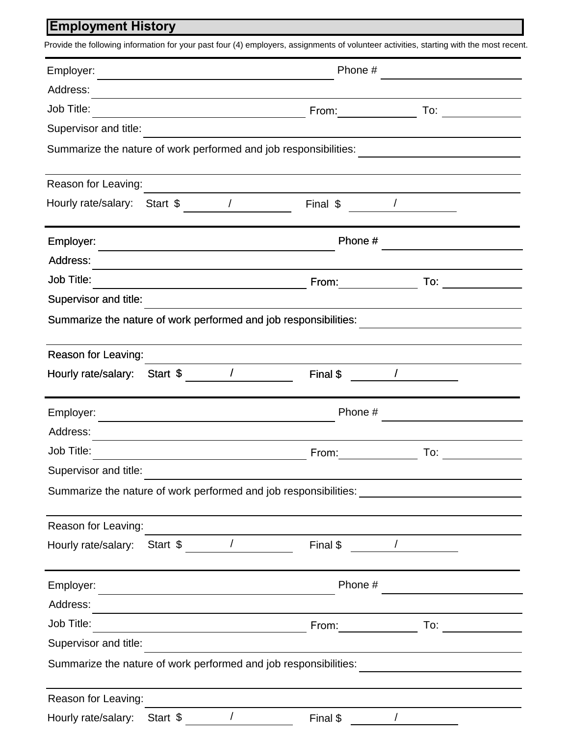## Employment History

Provide the following information for your past four (4) employers, assignments of volunteer activities, starting with the most recent.

---

Employer: ______________________________ Phone # ______________

Address: ______________________________________________________

Job Title: ______________________ From: __________ To: __________

Supervisor and title: ___________________________________________

Summarize the nature of work performed and job responsibilities: ______________

______________________________________________________________

Reason for Leaving: ____________________________________________

Hourly rate/salary: Start $ ______ / ______ Final $ ______ / ______

---

Employer: ______________________________ Phone # ______________

Address: ______________________________________________________

Job Title: ______________________ From: __________ To: __________

Supervisor and title: ___________________________________________

Summarize the nature of work performed and job responsibilities: ______________

______________________________________________________________

Reason for Leaving: ____________________________________________

Hourly rate/salary: Start $ ______ / ______ Final $ ______ / ______

---

Employer: ______________________________ Phone # ______________

Address: ______________________________________________________

Job Title: ______________________ From: __________ To: __________

Supervisor and title: ___________________________________________

Summarize the nature of work performed and job responsibilities: ______________

______________________________________________________________

Reason for Leaving: ____________________________________________

Hourly rate/salary: Start $ ______ / ______ Final $ ______ / ______

---

Employer: ______________________________ Phone # ______________

Address: ______________________________________________________

Job Title: ______________________ From: __________ To: __________

Supervisor and title: ___________________________________________

Summarize the nature of work performed and job responsibilities: ______________

______________________________________________________________

Reason for Leaving: ____________________________________________

Hourly rate/salary: Start $ ______ / ______ Final $ ______ / ______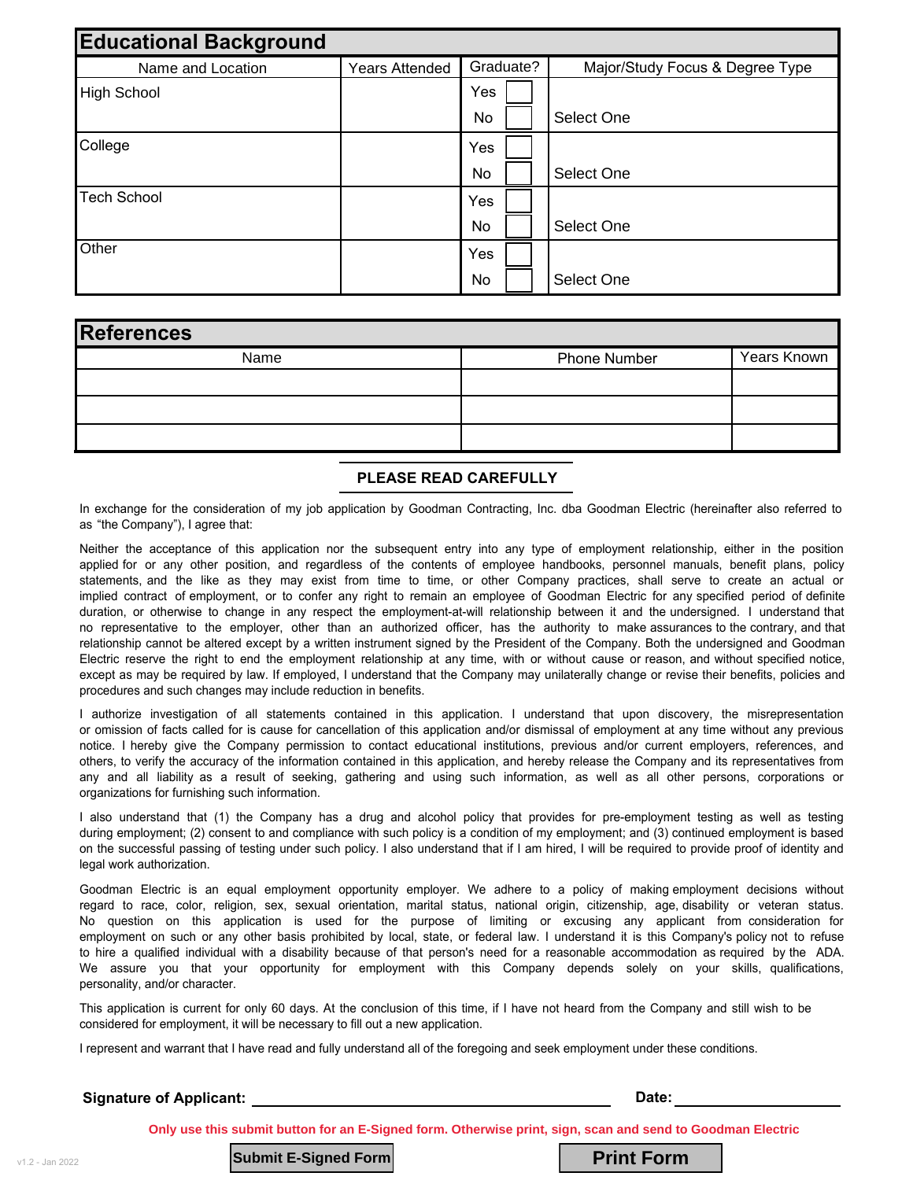## Educational Background

| Name and Location | Years Attended | Graduate? | Major/Study Focus & Degree Type |
|---|---|---|---|
| High School | | Yes ☐ No ☐ | Select One |
| College | | Yes ☐ No ☐ | Select One |
| Tech School | | Yes ☐ No ☐ | Select One |
| Other | | Yes ☐ No ☐ | Select One |

## References

| Name | Phone Number | Years Known |
|---|---|---|
| | | |
| | | |
| | | |

**PLEASE READ CAREFULLY**

In exchange for the consideration of my job application by Goodman Contracting, Inc. dba Goodman Electric (hereinafter also referred to as "the Company"), I agree that:

Neither the acceptance of this application nor the subsequent entry into any type of employment relationship, either in the position applied for or any other position, and regardless of the contents of employee handbooks, personnel manuals, benefit plans, policy statements, and the like as they may exist from time to time, or other Company practices, shall serve to create an actual or implied contract of employment, or to confer any right to remain an employee of Goodman Electric for any specified period of definite duration, or otherwise to change in any respect the employment-at-will relationship between it and the undersigned. I understand that no representative to the employer, other than an authorized officer, has the authority to make assurances to the contrary, and that relationship cannot be altered except by a written instrument signed by the President of the Company. Both the undersigned and Goodman Electric reserve the right to end the employment relationship at any time, with or without cause or reason, and without specified notice, except as may be required by law. If employed, I understand that the Company may unilaterally change or revise their benefits, policies and procedures and such changes may include reduction in benefits.

I authorize investigation of all statements contained in this application. I understand that upon discovery, the misrepresentation or omission of facts called for is cause for cancellation of this application and/or dismissal of employment at any time without any previous notice. I hereby give the Company permission to contact educational institutions, previous and/or current employers, references, and others, to verify the accuracy of the information contained in this application, and hereby release the Company and its representatives from any and all liability as a result of seeking, gathering and using such information, as well as all other persons, corporations or organizations for furnishing such information.

I also understand that (1) the Company has a drug and alcohol policy that provides for pre-employment testing as well as testing during employment; (2) consent to and compliance with such policy is a condition of my employment; and (3) continued employment is based on the successful passing of testing under such policy. I also understand that if I am hired, I will be required to provide proof of identity and legal work authorization.

Goodman Electric is an equal employment opportunity employer. We adhere to a policy of making employment decisions without regard to race, color, religion, sex, sexual orientation, marital status, national origin, citizenship, age, disability or veteran status. No question on this application is used for the purpose of limiting or excusing any applicant from consideration for employment on such or any other basis prohibited by local, state, or federal law. I understand it is this Company's policy not to refuse to hire a qualified individual with a disability because of that person's need for a reasonable accommodation as required by the ADA. We assure you that your opportunity for employment with this Company depends solely on your skills, qualifications, personality, and/or character.

This application is current for only 60 days. At the conclusion of this time, if I have not heard from the Company and still wish to be considered for employment, it will be necessary to fill out a new application.

I represent and warrant that I have read and fully understand all of the foregoing and seek employment under these conditions.

**Signature of Applicant:** ______________________________ **Date:** ________________

**Only use this submit button for an E-Signed form. Otherwise print, sign, scan and send to Goodman Electric**

**Submit E-Signed Form** **Print Form**

v1.2 - Jan 2022